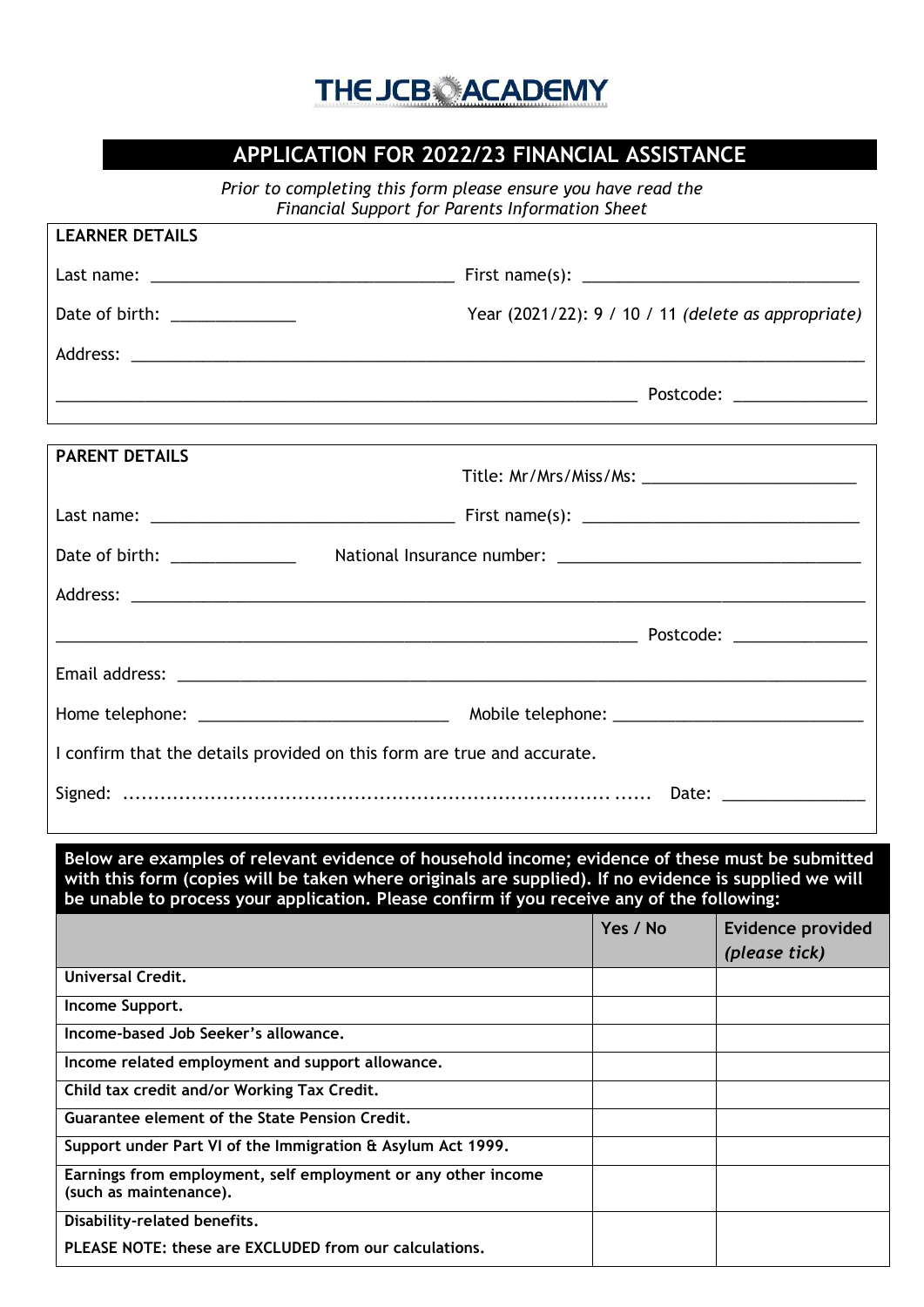# THE JCB ACADEMY

## APPLICATION FOR 2022/23 FINANCIAL ASSISTANCE

*Prior to completing this form please ensure you have read the Financial Support for Parents Information Sheet*

**LEARNER DETAILS**

Last name: ________________________________ First name(s): ______________________________

Date of birth: _____________ Year (2021/22): 9 / 10 / 11 *(delete as appropriate)*

Address: ________________________________________________________________________________

______________________________________________________________ Postcode: ______________

**PARENT DETAILS**

Title: Mr/Mrs/Miss/Ms: ______________________

Last name: ________________________________ First name(s): ______________________________

Date of birth: _____________ National Insurance number: _________________________________

Address: ________________________________________________________________________________

______________________________________________________________ Postcode: ______________

Email address: __________________________________________________________________________

Home telephone: ___________________________ Mobile telephone: ___________________________

I confirm that the details provided on this form are true and accurate.

Signed: ........................................................................................ Date: _______________

**Below are examples of relevant evidence of household income; evidence of these must be submitted with this form (copies will be taken where originals are supplied). If no evidence is supplied we will be unable to process your application. Please confirm if you receive any of the following:**

| | Yes / No | Evidence provided *(please tick)* |
|---|---|---|
| **Universal Credit.** | | |
| **Income Support.** | | |
| **Income-based Job Seeker's allowance.** | | |
| **Income related employment and support allowance.** | | |
| **Child tax credit and/or Working Tax Credit.** | | |
| **Guarantee element of the State Pension Credit.** | | |
| **Support under Part VI of the Immigration & Asylum Act 1999.** | | |
| **Earnings from employment, self employment or any other income (such as maintenance).** | | |
| **Disability-related benefits.** **PLEASE NOTE: these are EXCLUDED from our calculations.** | | |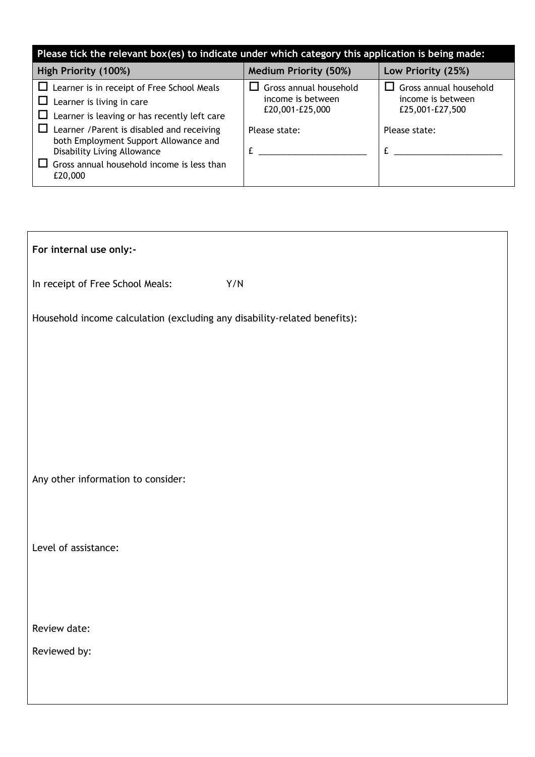| Please tick the relevant box(es) to indicate under which category this application is being made: | | |
|---|---|---|
| **High Priority (100%)** | **Medium Priority (50%)** | **Low Priority (25%)** |
| ☐ Learner is in receipt of Free School Meals<br>☐ Learner is living in care<br>☐ Learner is leaving or has recently left care<br>☐ Learner /Parent is disabled and receiving both Employment Support Allowance and Disability Living Allowance<br>☐ Gross annual household income is less than £20,000 | ☐ Gross annual household income is between £20,001-£25,000<br><br>Please state:<br><br>£ ______________________ | ☐ Gross annual household income is between £25,001-£27,500<br><br>Please state:<br><br>£ ______________________ |

**For internal use only:-**

In receipt of Free School Meals: Y/N

Household income calculation (excluding any disability-related benefits):

Any other information to consider:

Level of assistance:

Review date:

Reviewed by: